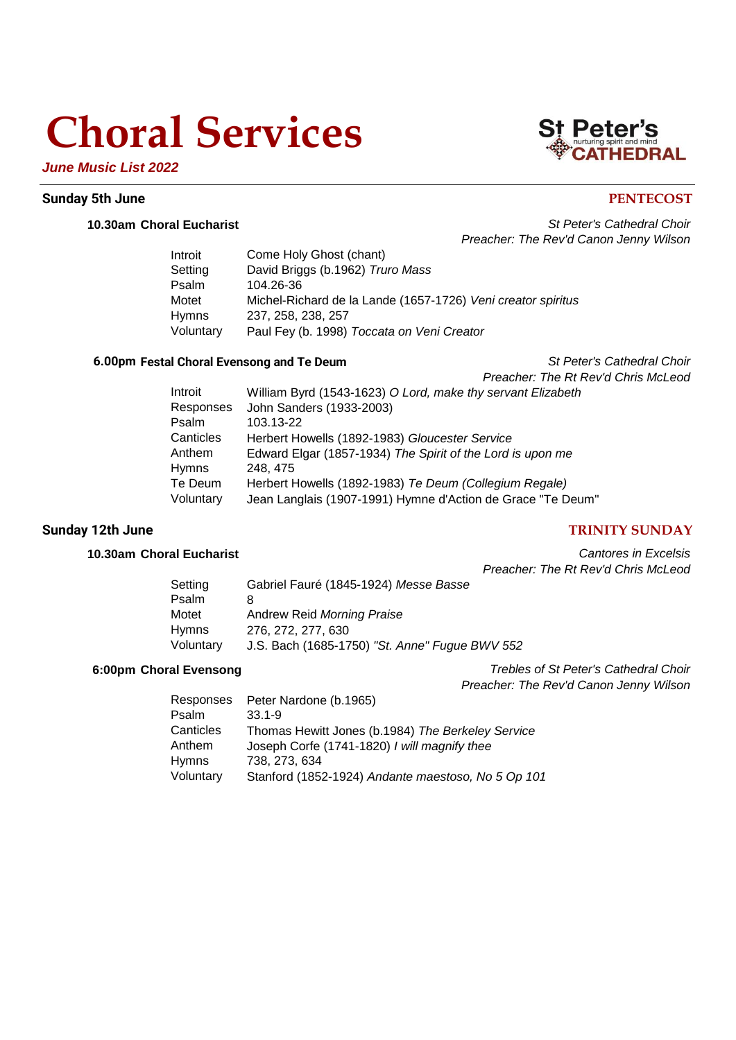# Choral Services

***June Music List 2022***

St Peter's
nurturing spirit and mind
CATHEDRAL

## Sunday 5th June — PENTECOST

### 10.30am Choral Eucharist

*St Peter's Cathedral Choir*
*Preacher: The Rev'd Canon Jenny Wilson*

| | |
|---|---|
| Introit | Come Holy Ghost (chant) |
| Setting | David Briggs (b.1962) *Truro Mass* |
| Psalm | 104.26-36 |
| Motet | Michel-Richard de la Lande (1657-1726) *Veni creator spiritus* |
| Hymns | 237, 258, 238, 257 |
| Voluntary | Paul Fey (b. 1998) *Toccata on Veni Creator* |

### 6.00pm Festal Choral Evensong and Te Deum

*St Peter's Cathedral Choir*
*Preacher: The Rt Rev'd Chris McLeod*

| | |
|---|---|
| Introit | William Byrd (1543-1623) *O Lord, make thy servant Elizabeth* |
| Responses | John Sanders (1933-2003) |
| Psalm | 103.13-22 |
| Canticles | Herbert Howells (1892-1983) *Gloucester Service* |
| Anthem | Edward Elgar (1857-1934) *The Spirit of the Lord is upon me* |
| Hymns | 248, 475 |
| Te Deum | Herbert Howells (1892-1983) *Te Deum (Collegium Regale)* |
| Voluntary | Jean Langlais (1907-1991) Hymne d'Action de Grace "Te Deum" |

## Sunday 12th June — TRINITY SUNDAY

### 10.30am Choral Eucharist

*Cantores in Excelsis*
*Preacher: The Rt Rev'd Chris McLeod*

| | |
|---|---|
| Setting | Gabriel Fauré (1845-1924) *Messe Basse* |
| Psalm | 8 |
| Motet | Andrew Reid *Morning Praise* |
| Hymns | 276, 272, 277, 630 |
| Voluntary | J.S. Bach (1685-1750) *"St. Anne" Fugue BWV 552* |

### 6:00pm Choral Evensong

*Trebles of St Peter's Cathedral Choir*
*Preacher: The Rev'd Canon Jenny Wilson*

| | |
|---|---|
| Responses | Peter Nardone (b.1965) |
| Psalm | 33.1-9 |
| Canticles | Thomas Hewitt Jones (b.1984) *The Berkeley Service* |
| Anthem | Joseph Corfe (1741-1820) *I will magnify thee* |
| Hymns | 738, 273, 634 |
| Voluntary | Stanford (1852-1924) *Andante maestoso, No 5 Op 101* |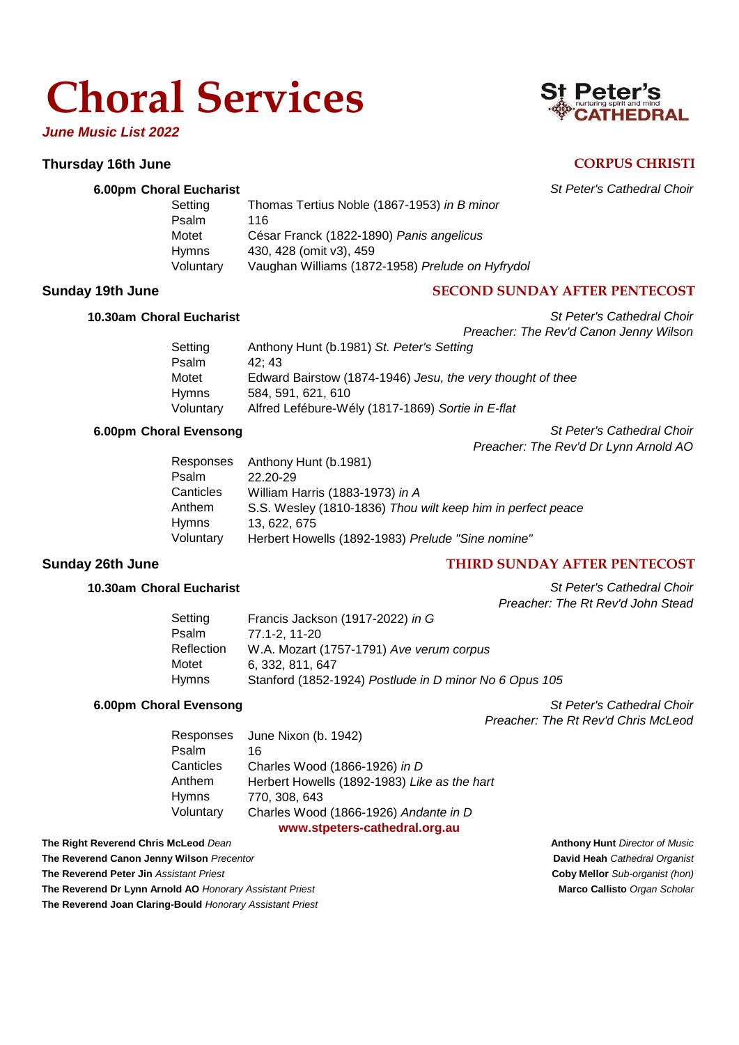# Choral Services

***June Music List 2022***

St Peter's nurturing spirit and mind CATHEDRAL

## Thursday 16th June — CORPUS CHRISTI

**6.00pm Choral Eucharist** — *St Peter's Cathedral Choir*

| | |
|---|---|
| Setting | Thomas Tertius Noble (1867-1953) *in B minor* |
| Psalm | 116 |
| Motet | César Franck (1822-1890) *Panis angelicus* |
| Hymns | 430, 428 (omit v3), 459 |
| Voluntary | Vaughan Williams (1872-1958) *Prelude on Hyfrydol* |

## Sunday 19th June — SECOND SUNDAY AFTER PENTECOST

**10.30am Choral Eucharist** — *St Peter's Cathedral Choir*
*Preacher: The Rev'd Canon Jenny Wilson*

| | |
|---|---|
| Setting | Anthony Hunt (b.1981) *St. Peter's Setting* |
| Psalm | 42; 43 |
| Motet | Edward Bairstow (1874-1946) *Jesu, the very thought of thee* |
| Hymns | 584, 591, 621, 610 |
| Voluntary | Alfred Lefébure-Wély (1817-1869) *Sortie in E-flat* |

**6.00pm Choral Evensong** — *St Peter's Cathedral Choir*
*Preacher: The Rev'd Dr Lynn Arnold AO*

| | |
|---|---|
| Responses | Anthony Hunt (b.1981) |
| Psalm | 22.20-29 |
| Canticles | William Harris (1883-1973) *in A* |
| Anthem | S.S. Wesley (1810-1836) *Thou wilt keep him in perfect peace* |
| Hymns | 13, 622, 675 |
| Voluntary | Herbert Howells (1892-1983) *Prelude "Sine nomine"* |

## Sunday 26th June — THIRD SUNDAY AFTER PENTECOST

**10.30am Choral Eucharist** — *St Peter's Cathedral Choir*
*Preacher: The Rt Rev'd John Stead*

| | |
|---|---|
| Setting | Francis Jackson (1917-2022) *in G* |
| Psalm | 77.1-2, 11-20 |
| Reflection | W.A. Mozart (1757-1791) *Ave verum corpus* |
| Motet | 6, 332, 811, 647 |
| Hymns | Stanford (1852-1924) *Postlude in D minor No 6 Opus 105* |

**6.00pm Choral Evensong** — *St Peter's Cathedral Choir*
*Preacher: The Rt Rev'd Chris McLeod*

| | |
|---|---|
| Responses | June Nixon (b. 1942) |
| Psalm | 16 |
| Canticles | Charles Wood (1866-1926) *in D* |
| Anthem | Herbert Howells (1892-1983) *Like as the hart* |
| Hymns | 770, 308, 643 |
| Voluntary | Charles Wood (1866-1926) *Andante in D* |

**www.stpeters-cathedral.org.au**

**The Right Reverend Chris McLeod** *Dean*
**The Reverend Canon Jenny Wilson** *Precentor*
**The Reverend Peter Jin** *Assistant Priest*
**The Reverend Dr Lynn Arnold AO** *Honorary Assistant Priest*
**The Reverend Joan Claring-Bould** *Honorary Assistant Priest*

**Anthony Hunt** *Director of Music*
**David Heah** *Cathedral Organist*
**Coby Mellor** *Sub-organist (hon)*
**Marco Callisto** *Organ Scholar*